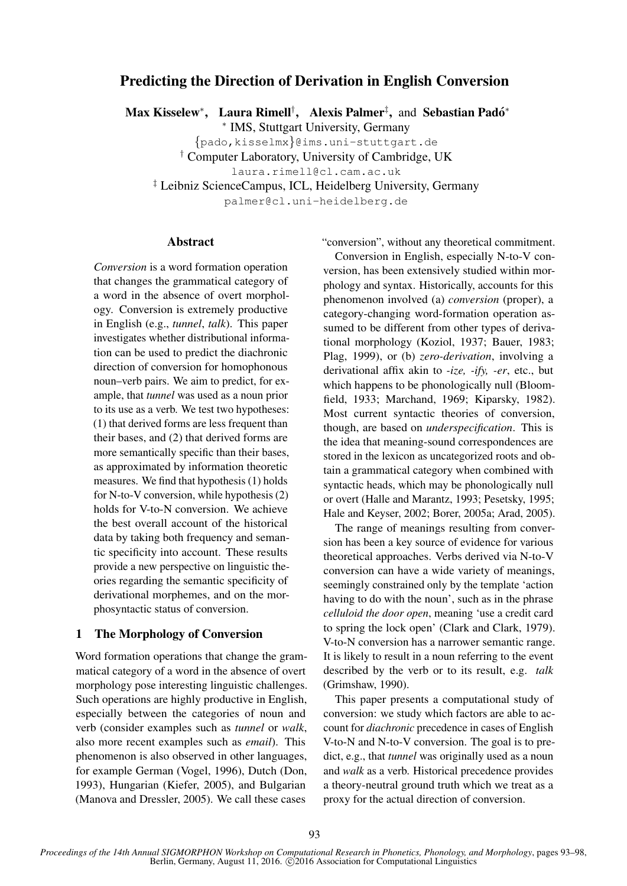# Predicting the Direction of Derivation in English Conversion

**Max Kisselew**[*], **Laura Rimell**[†], **Alexis Palmer**[‡], and **Sebastian Padó**[*]

[*] IMS, Stuttgart University, Germany
{pado,kisselmx}@ims.uni-stuttgart.de
[†] Computer Laboratory, University of Cambridge, UK
laura.rimell@cl.cam.ac.uk
[‡] Leibniz ScienceCampus, ICL, Heidelberg University, Germany
palmer@cl.uni-heidelberg.de

## Abstract

*Conversion* is a word formation operation that changes the grammatical category of a word in the absence of overt morphology. Conversion is extremely productive in English (e.g., *tunnel*, *talk*). This paper investigates whether distributional information can be used to predict the diachronic direction of conversion for homophonous noun–verb pairs. We aim to predict, for example, that *tunnel* was used as a noun prior to its use as a verb. We test two hypotheses: (1) that derived forms are less frequent than their bases, and (2) that derived forms are more semantically specific than their bases, as approximated by information theoretic measures. We find that hypothesis (1) holds for N-to-V conversion, while hypothesis (2) holds for V-to-N conversion. We achieve the best overall account of the historical data by taking both frequency and semantic specificity into account. These results provide a new perspective on linguistic theories regarding the semantic specificity of derivational morphemes, and on the morphosyntactic status of conversion.

## 1 The Morphology of Conversion

Word formation operations that change the grammatical category of a word in the absence of overt morphology pose interesting linguistic challenges. Such operations are highly productive in English, especially between the categories of noun and verb (consider examples such as *tunnel* or *walk*, also more recent examples such as *email*). This phenomenon is also observed in other languages, for example German (Vogel, 1996), Dutch (Don, 1993), Hungarian (Kiefer, 2005), and Bulgarian (Manova and Dressler, 2005). We call these cases "conversion", without any theoretical commitment.

Conversion in English, especially N-to-V conversion, has been extensively studied within morphology and syntax. Historically, accounts for this phenomenon involved (a) *conversion* (proper), a category-changing word-formation operation assumed to be different from other types of derivational morphology (Koziol, 1937; Bauer, 1983; Plag, 1999), or (b) *zero-derivation*, involving a derivational affix akin to *-ize, -ify, -er*, etc., but which happens to be phonologically null (Bloomfield, 1933; Marchand, 1969; Kiparsky, 1982). Most current syntactic theories of conversion, though, are based on *underspecification*. This is the idea that meaning-sound correspondences are stored in the lexicon as uncategorized roots and obtain a grammatical category when combined with syntactic heads, which may be phonologically null or overt (Halle and Marantz, 1993; Pesetsky, 1995; Hale and Keyser, 2002; Borer, 2005a; Arad, 2005).

The range of meanings resulting from conversion has been a key source of evidence for various theoretical approaches. Verbs derived via N-to-V conversion can have a wide variety of meanings, seemingly constrained only by the template 'action having to do with the noun', such as in the phrase *celluloid the door open*, meaning 'use a credit card to spring the lock open' (Clark and Clark, 1979). V-to-N conversion has a narrower semantic range. It is likely to result in a noun referring to the event described by the verb or to its result, e.g. *talk* (Grimshaw, 1990).

This paper presents a computational study of conversion: we study which factors are able to account for *diachronic* precedence in cases of English V-to-N and N-to-V conversion. The goal is to predict, e.g., that *tunnel* was originally used as a noun and *walk* as a verb. Historical precedence provides a theory-neutral ground truth which we treat as a proxy for the actual direction of conversion.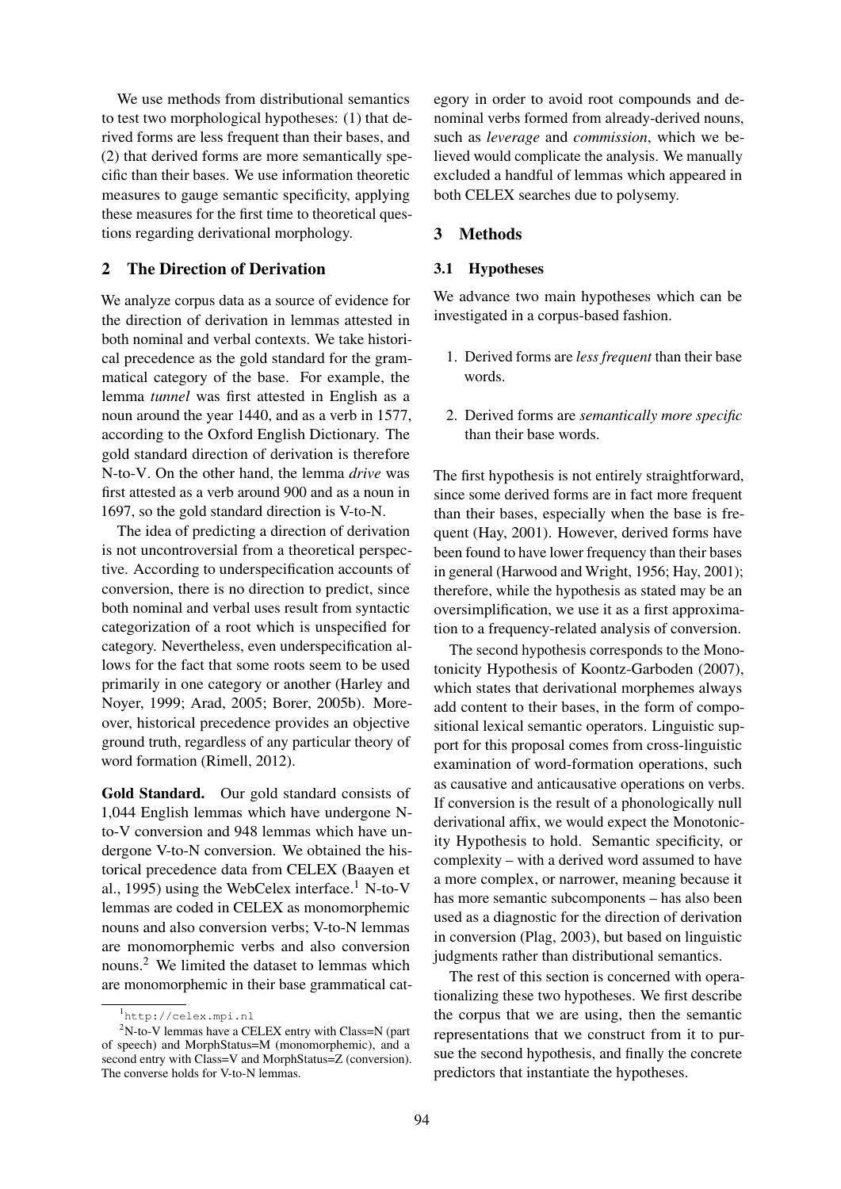We use methods from distributional semantics to test two morphological hypotheses: (1) that derived forms are less frequent than their bases, and (2) that derived forms are more semantically specific than their bases. We use information theoretic measures to gauge semantic specificity, applying these measures for the first time to theoretical questions regarding derivational morphology.

## 2 The Direction of Derivation

We analyze corpus data as a source of evidence for the direction of derivation in lemmas attested in both nominal and verbal contexts. We take historical precedence as the gold standard for the grammatical category of the base. For example, the lemma *tunnel* was first attested in English as a noun around the year 1440, and as a verb in 1577, according to the Oxford English Dictionary. The gold standard direction of derivation is therefore N-to-V. On the other hand, the lemma *drive* was first attested as a verb around 900 and as a noun in 1697, so the gold standard direction is V-to-N.

The idea of predicting a direction of derivation is not uncontroversial from a theoretical perspective. According to underspecification accounts of conversion, there is no direction to predict, since both nominal and verbal uses result from syntactic categorization of a root which is unspecified for category. Nevertheless, even underspecification allows for the fact that some roots seem to be used primarily in one category or another (Harley and Noyer, 1999; Arad, 2005; Borer, 2005b). Moreover, historical precedence provides an objective ground truth, regardless of any particular theory of word formation (Rimell, 2012).

**Gold Standard.** Our gold standard consists of 1,044 English lemmas which have undergone N-to-V conversion and 948 lemmas which have undergone V-to-N conversion. We obtained the historical precedence data from CELEX (Baayen et al., 1995) using the WebCelex interface.[1] N-to-V lemmas are coded in CELEX as monomorphemic nouns and also conversion verbs; V-to-N lemmas are monomorphemic verbs and also conversion nouns.[2] We limited the dataset to lemmas which are monomorphemic in their base grammatical category in order to avoid root compounds and denominal verbs formed from already-derived nouns, such as *leverage* and *commission*, which we believed would complicate the analysis. We manually excluded a handful of lemmas which appeared in both CELEX searches due to polysemy.

[1] http://celex.mpi.nl

[2] N-to-V lemmas have a CELEX entry with Class=N (part of speech) and MorphStatus=M (monomorphemic), and a second entry with Class=V and MorphStatus=Z (conversion). The converse holds for V-to-N lemmas.

## 3 Methods

### 3.1 Hypotheses

We advance two main hypotheses which can be investigated in a corpus-based fashion.

1. Derived forms are *less frequent* than their base words.
2. Derived forms are *semantically more specific* than their base words.

The first hypothesis is not entirely straightforward, since some derived forms are in fact more frequent than their bases, especially when the base is frequent (Hay, 2001). However, derived forms have been found to have lower frequency than their bases in general (Harwood and Wright, 1956; Hay, 2001); therefore, while the hypothesis as stated may be an oversimplification, we use it as a first approximation to a frequency-related analysis of conversion.

The second hypothesis corresponds to the Monotonicity Hypothesis of Koontz-Garboden (2007), which states that derivational morphemes always add content to their bases, in the form of compositional lexical semantic operators. Linguistic support for this proposal comes from cross-linguistic examination of word-formation operations, such as causative and anticausative operations on verbs. If conversion is the result of a phonologically null derivational affix, we would expect the Monotonicity Hypothesis to hold. Semantic specificity, or complexity – with a derived word assumed to have a more complex, or narrower, meaning because it has more semantic subcomponents – has also been used as a diagnostic for the direction of derivation in conversion (Plag, 2003), but based on linguistic judgments rather than distributional semantics.

The rest of this section is concerned with operationalizing these two hypotheses. We first describe the corpus that we are using, then the semantic representations that we construct from it to pursue the second hypothesis, and finally the concrete predictors that instantiate the hypotheses.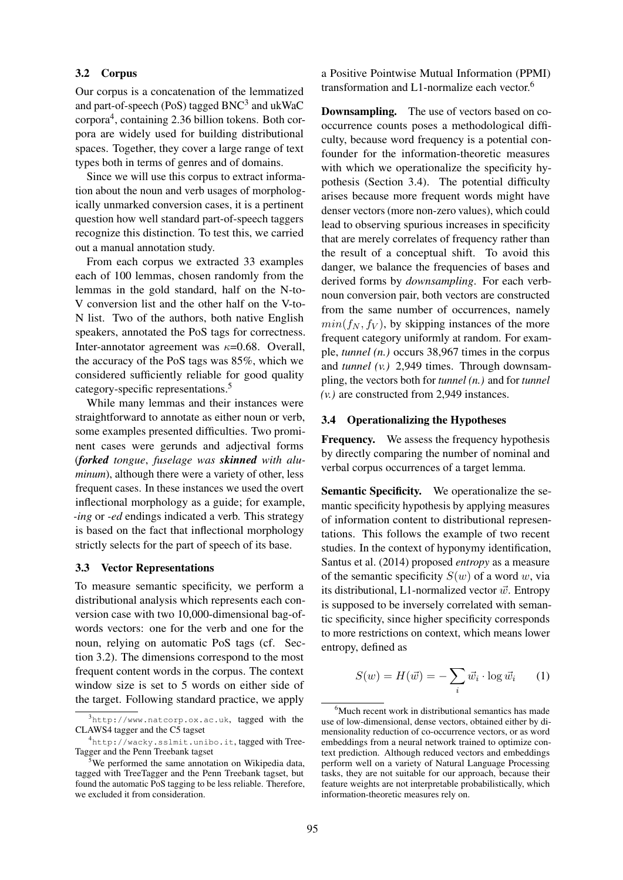### 3.2 Corpus

Our corpus is a concatenation of the lemmatized and part-of-speech (PoS) tagged BNC[3] and ukWaC corpora[4], containing 2.36 billion tokens. Both corpora are widely used for building distributional spaces. Together, they cover a large range of text types both in terms of genres and of domains.

Since we will use this corpus to extract information about the noun and verb usages of morphologically unmarked conversion cases, it is a pertinent question how well standard part-of-speech taggers recognize this distinction. To test this, we carried out a manual annotation study.

From each corpus we extracted 33 examples each of 100 lemmas, chosen randomly from the lemmas in the gold standard, half on the N-to-V conversion list and the other half on the V-to-N list. Two of the authors, both native English speakers, annotated the PoS tags for correctness. Inter-annotator agreement was $\kappa$=0.68. Overall, the accuracy of the PoS tags was 85%, which we considered sufficiently reliable for good quality category-specific representations.[5]

While many lemmas and their instances were straightforward to annotate as either noun or verb, some examples presented difficulties. Two prominent cases were gerunds and adjectival forms (***forked*** *tongue*, *fuselage was* ***skinned*** *with aluminum*), although there were a variety of other, less frequent cases. In these instances we used the overt inflectional morphology as a guide; for example, *-ing* or *-ed* endings indicated a verb. This strategy is based on the fact that inflectional morphology strictly selects for the part of speech of its base.

### 3.3 Vector Representations

To measure semantic specificity, we perform a distributional analysis which represents each conversion case with two 10,000-dimensional bag-of-words vectors: one for the verb and one for the noun, relying on automatic PoS tags (cf. Section 3.2). The dimensions correspond to the most frequent content words in the corpus. The context window size is set to 5 words on either side of the target. Following standard practice, we apply a Positive Pointwise Mutual Information (PPMI) transformation and L1-normalize each vector.[6]

**Downsampling.** The use of vectors based on co-occurrence counts poses a methodological difficulty, because word frequency is a potential confounder for the information-theoretic measures with which we operationalize the specificity hypothesis (Section 3.4). The potential difficulty arises because more frequent words might have denser vectors (more non-zero values), which could lead to observing spurious increases in specificity that are merely correlates of frequency rather than the result of a conceptual shift. To avoid this danger, we balance the frequencies of bases and derived forms by *downsampling*. For each verb-noun conversion pair, both vectors are constructed from the same number of occurrences, namely $min(f_N, f_V)$, by skipping instances of the more frequent category uniformly at random. For example, *tunnel (n.)* occurs 38,967 times in the corpus and *tunnel (v.)* 2,949 times. Through downsampling, the vectors both for *tunnel (n.)* and for *tunnel (v.)* are constructed from 2,949 instances.

### 3.4 Operationalizing the Hypotheses

**Frequency.** We assess the frequency hypothesis by directly comparing the number of nominal and verbal corpus occurrences of a target lemma.

**Semantic Specificity.** We operationalize the semantic specificity hypothesis by applying measures of information content to distributional representations. This follows the example of two recent studies. In the context of hyponymy identification, Santus et al. (2014) proposed *entropy* as a measure of the semantic specificity $S(w)$ of a word $w$, via its distributional, L1-normalized vector $\vec{w}$. Entropy is supposed to be inversely correlated with semantic specificity, since higher specificity corresponds to more restrictions on context, which means lower entropy, defined as

$$S(w) = H(\vec{w}) = -\sum_i \vec{w}_i \cdot \log \vec{w}_i \qquad (1)$$

---

[3] http://www.natcorp.ox.ac.uk, tagged with the CLAWS4 tagger and the C5 tagset

[4] http://wacky.sslmit.unibo.it, tagged with TreeTagger and the Penn Treebank tagset

[5] We performed the same annotation on Wikipedia data, tagged with TreeTagger and the Penn Treebank tagset, but found the automatic PoS tagging to be less reliable. Therefore, we excluded it from consideration.

[6] Much recent work in distributional semantics has made use of low-dimensional, dense vectors, obtained either by dimensionality reduction of co-occurrence vectors, or as word embeddings from a neural network trained to optimize context prediction. Although reduced vectors and embeddings perform well on a variety of Natural Language Processing tasks, they are not suitable for our approach, because their feature weights are not interpretable probabilistically, which information-theoretic measures rely on.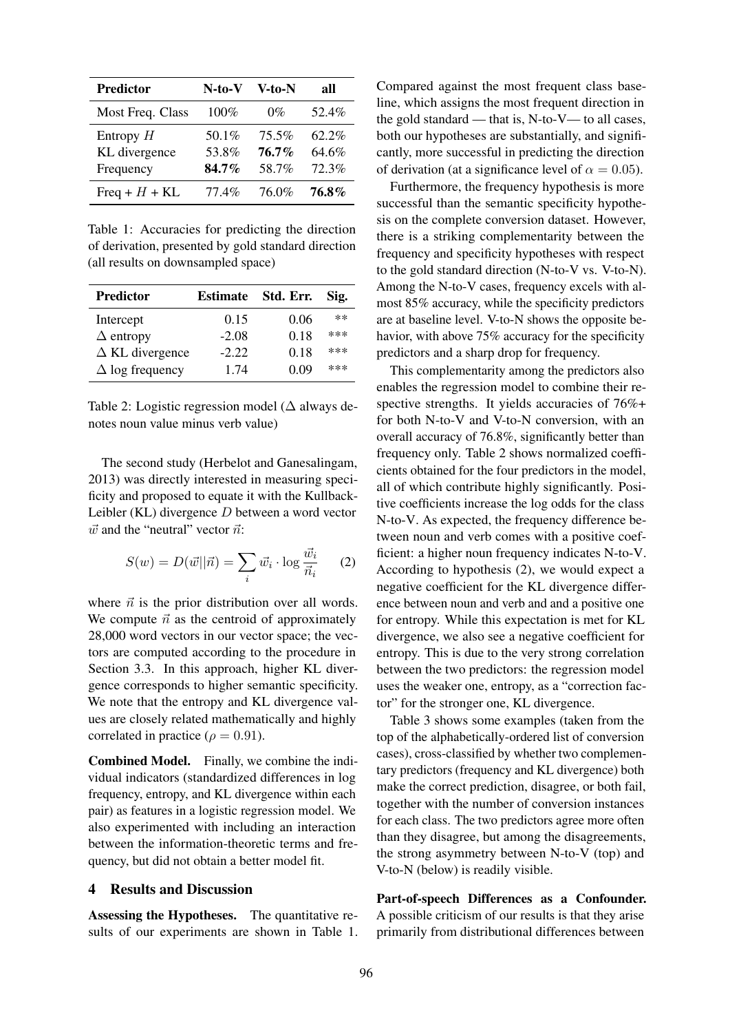| Predictor | N-to-V | V-to-N | all |
|---|---|---|---|
| Most Freq. Class | 100% | 0% | 52.4% |
| Entropy $H$ | 50.1% | 75.5% | 62.2% |
| KL divergence | 53.8% | **76.7%** | 64.6% |
| Frequency | **84.7%** | 58.7% | 72.3% |
| Freq + $H$ + KL | 77.4% | 76.0% | **76.8%** |

Table 1: Accuracies for predicting the direction of derivation, presented by gold standard direction (all results on downsampled space)

| Predictor | Estimate | Std. Err. | Sig. |
|---|---|---|---|
| Intercept | 0.15 | 0.06 | ** |
| $\Delta$ entropy | -2.08 | 0.18 | *** |
| $\Delta$ KL divergence | -2.22 | 0.18 | *** |
| $\Delta$ log frequency | 1.74 | 0.09 | *** |

Table 2: Logistic regression model ($\Delta$ always denotes noun value minus verb value)

The second study (Herbelot and Ganesalingam, 2013) was directly interested in measuring specificity and proposed to equate it with the Kullback-Leibler (KL) divergence $D$ between a word vector $\vec{w}$ and the "neutral" vector $\vec{n}$:

$$S(w) = D(\vec{w}||\vec{n}) = \sum_i \vec{w}_i \cdot \log \frac{\vec{w}_i}{\vec{n}_i} \qquad (2)$$

where $\vec{n}$ is the prior distribution over all words. We compute $\vec{n}$ as the centroid of approximately 28,000 word vectors in our vector space; the vectors are computed according to the procedure in Section 3.3. In this approach, higher KL divergence corresponds to higher semantic specificity. We note that the entropy and KL divergence values are closely related mathematically and highly correlated in practice ($\rho = 0.91$).

**Combined Model.** Finally, we combine the individual indicators (standardized differences in log frequency, entropy, and KL divergence within each pair) as features in a logistic regression model. We also experimented with including an interaction between the information-theoretic terms and frequency, but did not obtain a better model fit.

## 4 Results and Discussion

**Assessing the Hypotheses.** The quantitative results of our experiments are shown in Table 1. Compared against the most frequent class baseline, which assigns the most frequent direction in the gold standard — that is, N-to-V— to all cases, both our hypotheses are substantially, and significantly, more successful in predicting the direction of derivation (at a significance level of $\alpha = 0.05$).

Furthermore, the frequency hypothesis is more successful than the semantic specificity hypothesis on the complete conversion dataset. However, there is a striking complementarity between the frequency and specificity hypotheses with respect to the gold standard direction (N-to-V vs. V-to-N). Among the N-to-V cases, frequency excels with almost 85% accuracy, while the specificity predictors are at baseline level. V-to-N shows the opposite behavior, with above 75% accuracy for the specificity predictors and a sharp drop for frequency.

This complementarity among the predictors also enables the regression model to combine their respective strengths. It yields accuracies of 76%+ for both N-to-V and V-to-N conversion, with an overall accuracy of 76.8%, significantly better than frequency only. Table 2 shows normalized coefficients obtained for the four predictors in the model, all of which contribute highly significantly. Positive coefficients increase the log odds for the class N-to-V. As expected, the frequency difference between noun and verb comes with a positive coefficient: a higher noun frequency indicates N-to-V. According to hypothesis (2), we would expect a negative coefficient for the KL divergence difference between noun and verb and and a positive one for entropy. While this expectation is met for KL divergence, we also see a negative coefficient for entropy. This is due to the very strong correlation between the two predictors: the regression model uses the weaker one, entropy, as a "correction factor" for the stronger one, KL divergence.

Table 3 shows some examples (taken from the top of the alphabetically-ordered list of conversion cases), cross-classified by whether two complementary predictors (frequency and KL divergence) both make the correct prediction, disagree, or both fail, together with the number of conversion instances for each class. The two predictors agree more often than they disagree, but among the disagreements, the strong asymmetry between N-to-V (top) and V-to-N (below) is readily visible.

**Part-of-speech Differences as a Confounder.** A possible criticism of our results is that they arise primarily from distributional differences between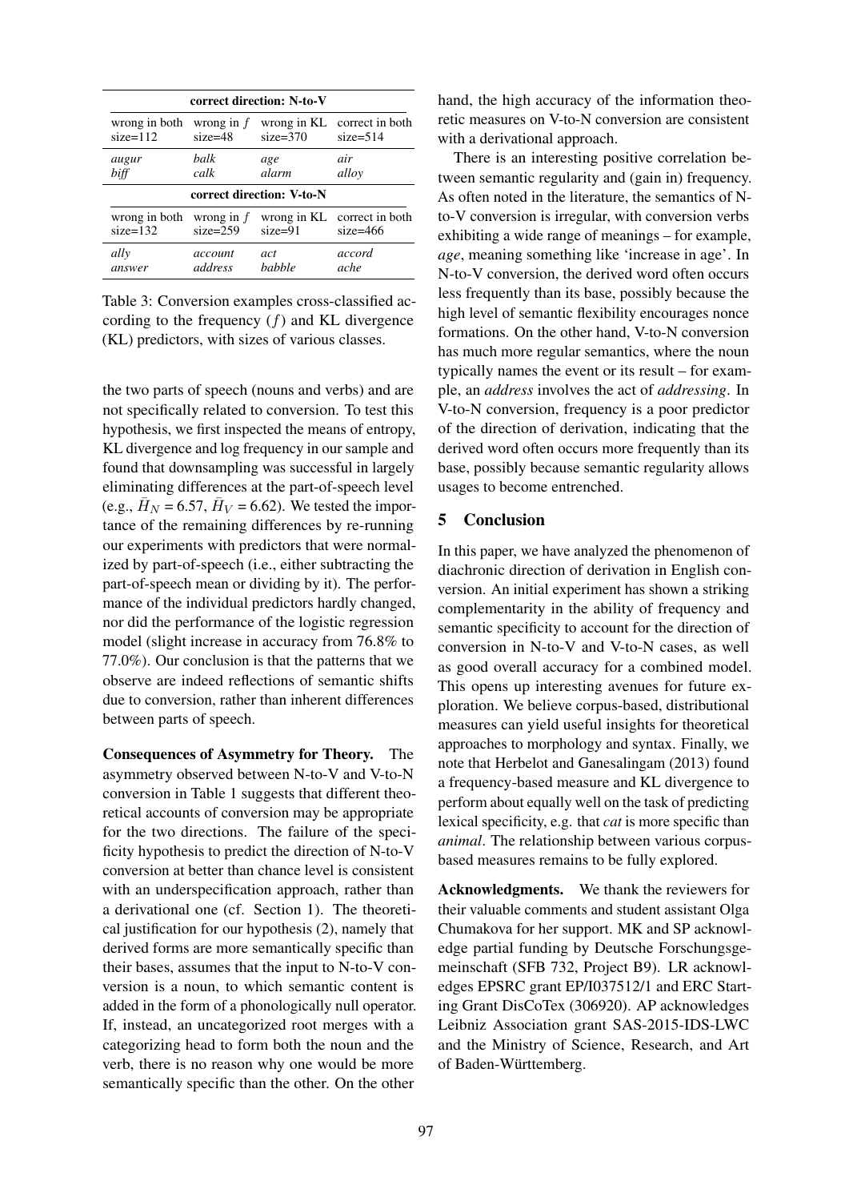| correct direction: N-to-V | | | |
|---|---|---|---|
| wrong in both size=112 | wrong in $f$ size=48 | wrong in KL size=370 | correct in both size=514 |
| *augur* | *balk* | *age* | *air* |
| *biff* | *calk* | *alarm* | *alloy* |
| **correct direction: V-to-N** | | | |
| wrong in both size=132 | wrong in $f$ size=259 | wrong in KL size=91 | correct in both size=466 |
| *ally* | *account* | *act* | *accord* |
| *answer* | *address* | *babble* | *ache* |

Table 3: Conversion examples cross-classified according to the frequency ($f$) and KL divergence (KL) predictors, with sizes of various classes.

the two parts of speech (nouns and verbs) and are not specifically related to conversion. To test this hypothesis, we first inspected the means of entropy, KL divergence and log frequency in our sample and found that downsampling was successful in largely eliminating differences at the part-of-speech level (e.g., $\bar{H}_N$ = 6.57, $\bar{H}_V$ = 6.62). We tested the importance of the remaining differences by re-running our experiments with predictors that were normalized by part-of-speech (i.e., either subtracting the part-of-speech mean or dividing by it). The performance of the individual predictors hardly changed, nor did the performance of the logistic regression model (slight increase in accuracy from 76.8% to 77.0%). Our conclusion is that the patterns that we observe are indeed reflections of semantic shifts due to conversion, rather than inherent differences between parts of speech.

**Consequences of Asymmetry for Theory.** The asymmetry observed between N-to-V and V-to-N conversion in Table 1 suggests that different theoretical accounts of conversion may be appropriate for the two directions. The failure of the specificity hypothesis to predict the direction of N-to-V conversion at better than chance level is consistent with an underspecification approach, rather than a derivational one (cf. Section 1). The theoretical justification for our hypothesis (2), namely that derived forms are more semantically specific than their bases, assumes that the input to N-to-V conversion is a noun, to which semantic content is added in the form of a phonologically null operator. If, instead, an uncategorized root merges with a categorizing head to form both the noun and the verb, there is no reason why one would be more semantically specific than the other. On the other hand, the high accuracy of the information theoretic measures on V-to-N conversion are consistent with a derivational approach.

There is an interesting positive correlation between semantic regularity and (gain in) frequency. As often noted in the literature, the semantics of N-to-V conversion is irregular, with conversion verbs exhibiting a wide range of meanings – for example, *age*, meaning something like 'increase in age'. In N-to-V conversion, the derived word often occurs less frequently than its base, possibly because the high level of semantic flexibility encourages nonce formations. On the other hand, V-to-N conversion has much more regular semantics, where the noun typically names the event or its result – for example, an *address* involves the act of *addressing*. In V-to-N conversion, frequency is a poor predictor of the direction of derivation, indicating that the derived word often occurs more frequently than its base, possibly because semantic regularity allows usages to become entrenched.

## 5 Conclusion

In this paper, we have analyzed the phenomenon of diachronic direction of derivation in English conversion. An initial experiment has shown a striking complementarity in the ability of frequency and semantic specificity to account for the direction of conversion in N-to-V and V-to-N cases, as well as good overall accuracy for a combined model. This opens up interesting avenues for future exploration. We believe corpus-based, distributional measures can yield useful insights for theoretical approaches to morphology and syntax. Finally, we note that Herbelot and Ganesalingam (2013) found a frequency-based measure and KL divergence to perform about equally well on the task of predicting lexical specificity, e.g. that *cat* is more specific than *animal*. The relationship between various corpus-based measures remains to be fully explored.

**Acknowledgments.** We thank the reviewers for their valuable comments and student assistant Olga Chumakova for her support. MK and SP acknowledge partial funding by Deutsche Forschungsgemeinschaft (SFB 732, Project B9). LR acknowledges EPSRC grant EP/I037512/1 and ERC Starting Grant DisCoTex (306920). AP acknowledges Leibniz Association grant SAS-2015-IDS-LWC and the Ministry of Science, Research, and Art of Baden-Württemberg.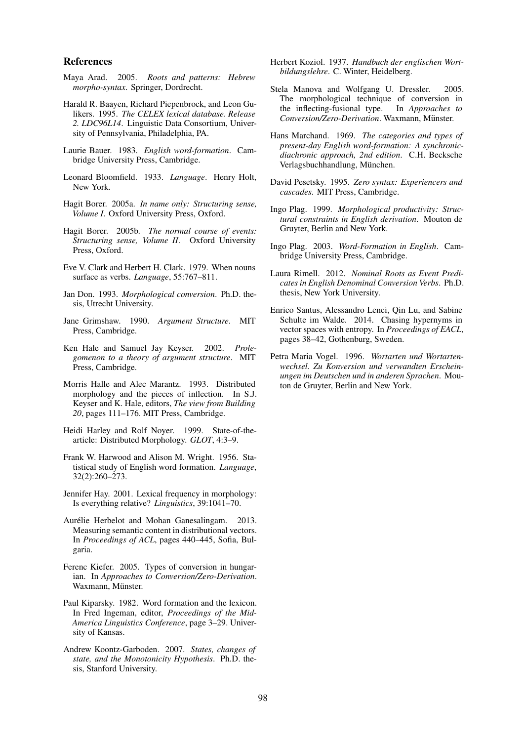## References

Maya Arad. 2005. *Roots and patterns: Hebrew morpho-syntax*. Springer, Dordrecht.

Harald R. Baayen, Richard Piepenbrock, and Leon Gulikers. 1995. *The CELEX lexical database. Release 2. LDC96L14*. Linguistic Data Consortium, University of Pennsylvania, Philadelphia, PA.

Laurie Bauer. 1983. *English word-formation*. Cambridge University Press, Cambridge.

Leonard Bloomfield. 1933. *Language*. Henry Holt, New York.

Hagit Borer. 2005a. *In name only: Structuring sense, Volume I*. Oxford University Press, Oxford.

Hagit Borer. 2005b. *The normal course of events: Structuring sense, Volume II*. Oxford University Press, Oxford.

Eve V. Clark and Herbert H. Clark. 1979. When nouns surface as verbs. *Language*, 55:767–811.

Jan Don. 1993. *Morphological conversion*. Ph.D. thesis, Utrecht University.

Jane Grimshaw. 1990. *Argument Structure*. MIT Press, Cambridge.

Ken Hale and Samuel Jay Keyser. 2002. *Prolegomenon to a theory of argument structure*. MIT Press, Cambridge.

Morris Halle and Alec Marantz. 1993. Distributed morphology and the pieces of inflection. In S.J. Keyser and K. Hale, editors, *The view from Building 20*, pages 111–176. MIT Press, Cambridge.

Heidi Harley and Rolf Noyer. 1999. State-of-the-article: Distributed Morphology. *GLOT*, 4:3–9.

Frank W. Harwood and Alison M. Wright. 1956. Statistical study of English word formation. *Language*, 32(2):260–273.

Jennifer Hay. 2001. Lexical frequency in morphology: Is everything relative? *Linguistics*, 39:1041–70.

Aurélie Herbelot and Mohan Ganesalingam. 2013. Measuring semantic content in distributional vectors. In *Proceedings of ACL*, pages 440–445, Sofia, Bulgaria.

Ferenc Kiefer. 2005. Types of conversion in hungarian. In *Approaches to Conversion/Zero-Derivation*. Waxmann, Münster.

Paul Kiparsky. 1982. Word formation and the lexicon. In Fred Ingeman, editor, *Proceedings of the Mid-America Linguistics Conference*, page 3–29. University of Kansas.

Andrew Koontz-Garboden. 2007. *States, changes of state, and the Monotonicity Hypothesis*. Ph.D. thesis, Stanford University.

Herbert Koziol. 1937. *Handbuch der englischen Wortbildungslehre*. C. Winter, Heidelberg.

Stela Manova and Wolfgang U. Dressler. 2005. The morphological technique of conversion in the inflecting-fusional type. In *Approaches to Conversion/Zero-Derivation*. Waxmann, Münster.

Hans Marchand. 1969. *The categories and types of present-day English word-formation: A synchronic-diachronic approach, 2nd edition*. C.H. Becksche Verlagsbuchhandlung, München.

David Pesetsky. 1995. *Zero syntax: Experiencers and cascades*. MIT Press, Cambridge.

Ingo Plag. 1999. *Morphological productivity: Structural constraints in English derivation*. Mouton de Gruyter, Berlin and New York.

Ingo Plag. 2003. *Word-Formation in English*. Cambridge University Press, Cambridge.

Laura Rimell. 2012. *Nominal Roots as Event Predicates in English Denominal Conversion Verbs*. Ph.D. thesis, New York University.

Enrico Santus, Alessandro Lenci, Qin Lu, and Sabine Schulte im Walde. 2014. Chasing hypernyms in vector spaces with entropy. In *Proceedings of EACL*, pages 38–42, Gothenburg, Sweden.

Petra Maria Vogel. 1996. *Wortarten und Wortartenwechsel. Zu Konversion und verwandten Erscheinungen im Deutschen und in anderen Sprachen*. Mouton de Gruyter, Berlin and New York.